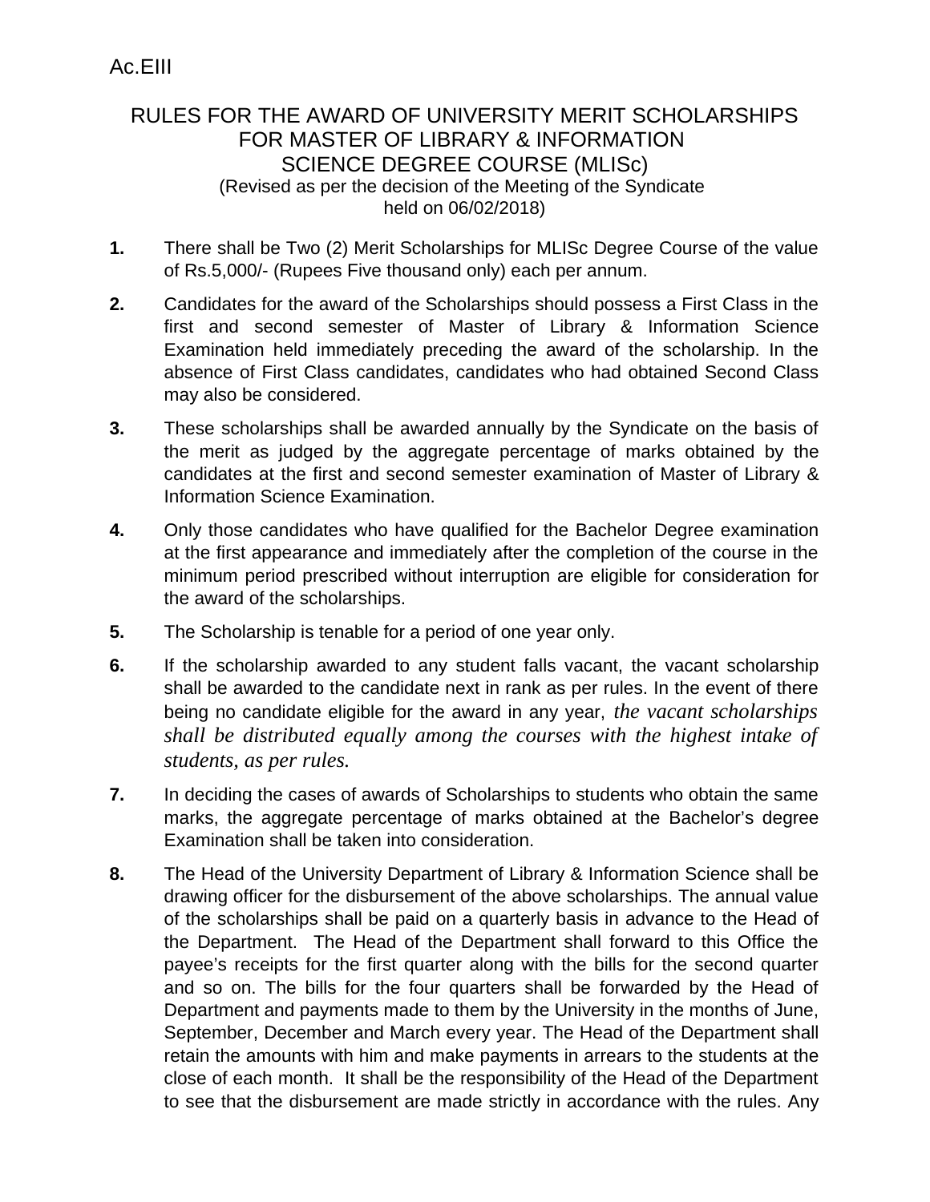Ac.EIII

# RULES FOR THE AWARD OF UNIVERSITY MERIT SCHOLARSHIPS FOR MASTER OF LIBRARY & INFORMATION SCIENCE DEGREE COURSE (MLISc)

(Revised as per the decision of the Meeting of the Syndicate held on 06/02/2018)

**1.** There shall be Two (2) Merit Scholarships for MLISc Degree Course of the value of Rs.5,000/- (Rupees Five thousand only) each per annum.

**2.** Candidates for the award of the Scholarships should possess a First Class in the first and second semester of Master of Library & Information Science Examination held immediately preceding the award of the scholarship. In the absence of First Class candidates, candidates who had obtained Second Class may also be considered.

**3.** These scholarships shall be awarded annually by the Syndicate on the basis of the merit as judged by the aggregate percentage of marks obtained by the candidates at the first and second semester examination of Master of Library & Information Science Examination.

**4.** Only those candidates who have qualified for the Bachelor Degree examination at the first appearance and immediately after the completion of the course in the minimum period prescribed without interruption are eligible for consideration for the award of the scholarships.

**5.** The Scholarship is tenable for a period of one year only.

**6.** If the scholarship awarded to any student falls vacant, the vacant scholarship shall be awarded to the candidate next in rank as per rules. In the event of there being no candidate eligible for the award in any year, *the vacant scholarships shall be distributed equally among the courses with the highest intake of students, as per rules.*

**7.** In deciding the cases of awards of Scholarships to students who obtain the same marks, the aggregate percentage of marks obtained at the Bachelor's degree Examination shall be taken into consideration.

**8.** The Head of the University Department of Library & Information Science shall be drawing officer for the disbursement of the above scholarships. The annual value of the scholarships shall be paid on a quarterly basis in advance to the Head of the Department. The Head of the Department shall forward to this Office the payee's receipts for the first quarter along with the bills for the second quarter and so on. The bills for the four quarters shall be forwarded by the Head of Department and payments made to them by the University in the months of June, September, December and March every year. The Head of the Department shall retain the amounts with him and make payments in arrears to the students at the close of each month. It shall be the responsibility of the Head of the Department to see that the disbursement are made strictly in accordance with the rules. Any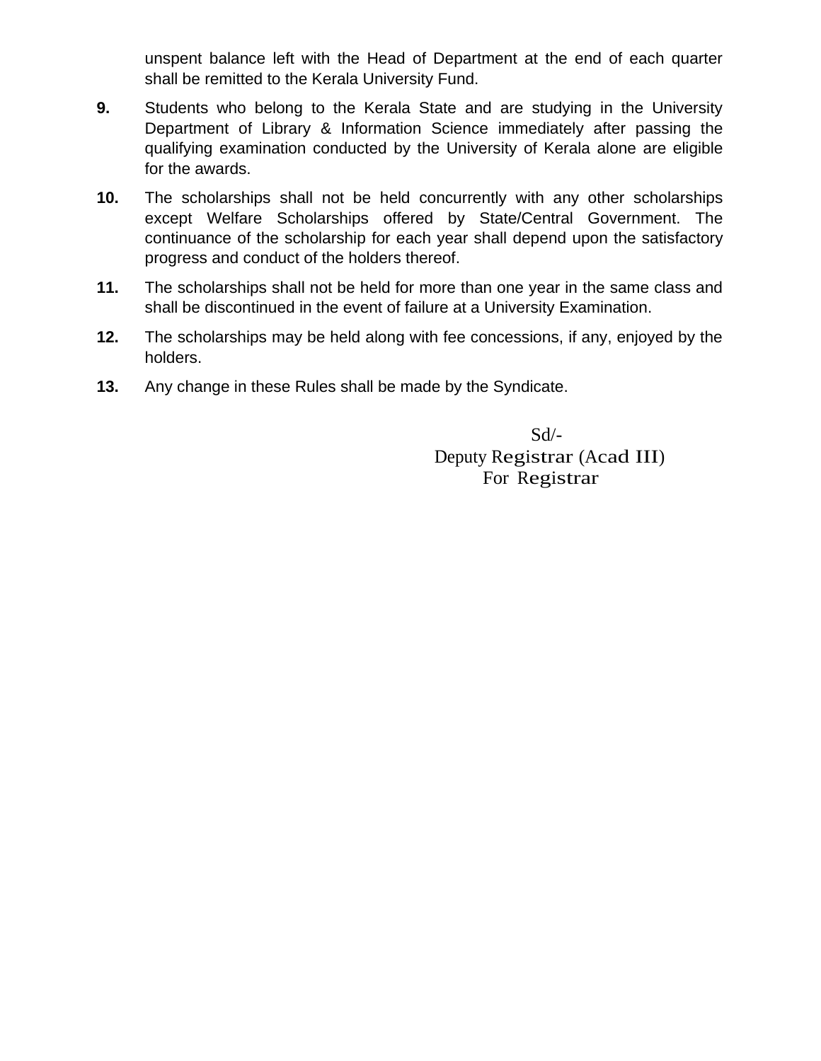unspent balance left with the Head of Department at the end of each quarter shall be remitted to the Kerala University Fund.

**9.** Students who belong to the Kerala State and are studying in the University Department of Library & Information Science immediately after passing the qualifying examination conducted by the University of Kerala alone are eligible for the awards.

**10.** The scholarships shall not be held concurrently with any other scholarships except Welfare Scholarships offered by State/Central Government. The continuance of the scholarship for each year shall depend upon the satisfactory progress and conduct of the holders thereof.

**11.** The scholarships shall not be held for more than one year in the same class and shall be discontinued in the event of failure at a University Examination.

**12.** The scholarships may be held along with fee concessions, if any, enjoyed by the holders.

**13.** Any change in these Rules shall be made by the Syndicate.

Sd/-
Deputy Registrar (Acad III)
For Registrar